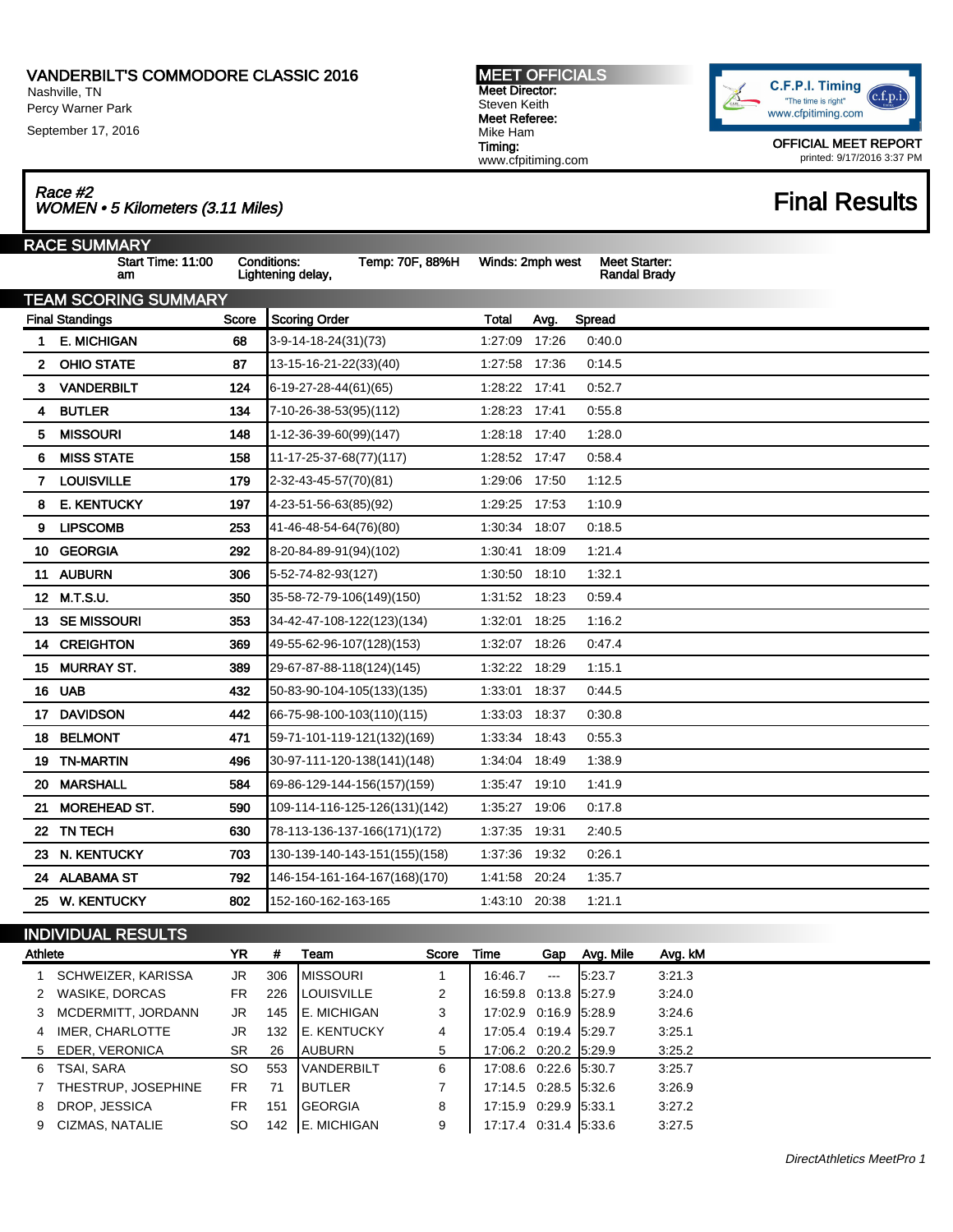# VANDERBILT'S COMMODORE CLASSIC 2016

Nashville, TN
Percy Warner Park
September 17, 2016

**MEET OFFICIALS**
**Meet Director:**
Steven Keith
**Meet Referee:**
Mike Ham
**Timing:**
www.cfpitiming.com

C.F.P.I. Timing "The time is right" www.cfpitiming.com

OFFICIAL MEET REPORT
printed: 9/17/2016 3:37 PM

## *Race #2*
## *WOMEN • 5 Kilometers (3.11 Miles)*

# Final Results

## RACE SUMMARY

| Start Time: 11:00 am | Conditions: Lightening delay, | Temp: 70F, 88%H | Winds: 2mph west | Meet Starter: Randal Brady |
|---|---|---|---|---|

## TEAM SCORING SUMMARY

| Final Standings | | Score | Scoring Order | Total | Avg. | Spread |
|---|---|---|---|---|---|---|
| 1 | E. MICHIGAN | 68 | 3-9-14-18-24(31)(73) | 1:27:09 | 17:26 | 0:40.0 |
| 2 | OHIO STATE | 87 | 13-15-16-21-22(33)(40) | 1:27:58 | 17:36 | 0:14.5 |
| 3 | VANDERBILT | 124 | 6-19-27-28-44(61)(65) | 1:28:22 | 17:41 | 0:52.7 |
| 4 | BUTLER | 134 | 7-10-26-38-53(95)(112) | 1:28:23 | 17:41 | 0:55.8 |
| 5 | MISSOURI | 148 | 1-12-36-39-60(99)(147) | 1:28:18 | 17:40 | 1:28.0 |
| 6 | MISS STATE | 158 | 11-17-25-37-68(77)(117) | 1:28:52 | 17:47 | 0:58.4 |
| 7 | LOUISVILLE | 179 | 2-32-43-45-57(70)(81) | 1:29:06 | 17:50 | 1:12.5 |
| 8 | E. KENTUCKY | 197 | 4-23-51-56-63(85)(92) | 1:29:25 | 17:53 | 1:10.9 |
| 9 | LIPSCOMB | 253 | 41-46-48-54-64(76)(80) | 1:30:34 | 18:07 | 0:18.5 |
| 10 | GEORGIA | 292 | 8-20-84-89-91(94)(102) | 1:30:41 | 18:09 | 1:21.4 |
| 11 | AUBURN | 306 | 5-52-74-82-93(127) | 1:30:50 | 18:10 | 1:32.1 |
| 12 | M.T.S.U. | 350 | 35-58-72-79-106(149)(150) | 1:31:52 | 18:23 | 0:59.4 |
| 13 | SE MISSOURI | 353 | 34-42-47-108-122(123)(134) | 1:32:01 | 18:25 | 1:16.2 |
| 14 | CREIGHTON | 369 | 49-55-62-96-107(128)(153) | 1:32:07 | 18:26 | 0:47.4 |
| 15 | MURRAY ST. | 389 | 29-67-87-88-118(124)(145) | 1:32:22 | 18:29 | 1:15.1 |
| 16 | UAB | 432 | 50-83-90-104-105(133)(135) | 1:33:01 | 18:37 | 0:44.5 |
| 17 | DAVIDSON | 442 | 66-75-98-100-103(110)(115) | 1:33:03 | 18:37 | 0:30.8 |
| 18 | BELMONT | 471 | 59-71-101-119-121(132)(169) | 1:33:34 | 18:43 | 0:55.3 |
| 19 | TN-MARTIN | 496 | 30-97-111-120-138(141)(148) | 1:34:04 | 18:49 | 1:38.9 |
| 20 | MARSHALL | 584 | 69-86-129-144-156(157)(159) | 1:35:47 | 19:10 | 1:41.9 |
| 21 | MOREHEAD ST. | 590 | 109-114-116-125-126(131)(142) | 1:35:27 | 19:06 | 0:17.8 |
| 22 | TN TECH | 630 | 78-113-136-137-166(171)(172) | 1:37:35 | 19:31 | 2:40.5 |
| 23 | N. KENTUCKY | 703 | 130-139-140-143-151(155)(158) | 1:37:36 | 19:32 | 0:26.1 |
| 24 | ALABAMA ST | 792 | 146-154-161-164-167(168)(170) | 1:41:58 | 20:24 | 1:35.7 |
| 25 | W. KENTUCKY | 802 | 152-160-162-163-165 | 1:43:10 | 20:38 | 1:21.1 |

## INDIVIDUAL RESULTS

| | Athlete | YR | # | Team | Score | Time | Gap | Avg. Mile | Avg. kM |
|---|---|---|---|---|---|---|---|---|---|
| 1 | SCHWEIZER, KARISSA | JR | 306 | MISSOURI | 1 | 16:46.7 | --- | 5:23.7 | 3:21.3 |
| 2 | WASIKE, DORCAS | FR | 226 | LOUISVILLE | 2 | 16:59.8 | 0:13.8 | 5:27.9 | 3:24.0 |
| 3 | MCDERMITT, JORDANN | JR | 145 | E. MICHIGAN | 3 | 17:02.9 | 0:16.9 | 5:28.9 | 3:24.6 |
| 4 | IMER, CHARLOTTE | JR | 132 | E. KENTUCKY | 4 | 17:05.4 | 0:19.4 | 5:29.7 | 3:25.1 |
| 5 | EDER, VERONICA | SR | 26 | AUBURN | 5 | 17:06.2 | 0:20.2 | 5:29.9 | 3:25.2 |
| 6 | TSAI, SARA | SO | 553 | VANDERBILT | 6 | 17:08.6 | 0:22.6 | 5:30.7 | 3:25.7 |
| 7 | THESTRUP, JOSEPHINE | FR | 71 | BUTLER | 7 | 17:14.5 | 0:28.5 | 5:32.6 | 3:26.9 |
| 8 | DROP, JESSICA | FR | 151 | GEORGIA | 8 | 17:15.9 | 0:29.9 | 5:33.1 | 3:27.2 |
| 9 | CIZMAS, NATALIE | SO | 142 | E. MICHIGAN | 9 | 17:17.4 | 0:31.4 | 5:33.6 | 3:27.5 |

*DirectAthletics MeetPro 1*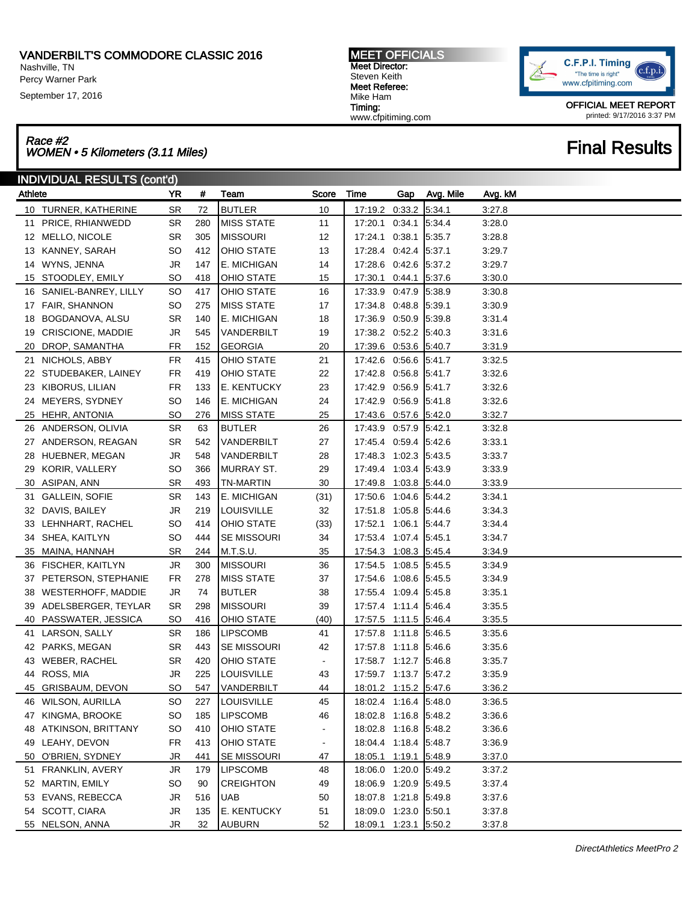# VANDERBILT'S COMMODORE CLASSIC 2016

Nashville, TN
Percy Warner Park
September 17, 2016

**MEET OFFICIALS**
**Meet Director:**
Steven Keith
**Meet Referee:**
Mike Ham
**Timing:**
www.cfpitiming.com

C.F.P.I. Timing
"The time is right"
www.cfpitiming.com

OFFICIAL MEET REPORT
printed: 9/17/2016 3:37 PM

*Race #2*
*WOMEN • 5 Kilometers (3.11 Miles)*

## Final Results

### INDIVIDUAL RESULTS (cont'd)

| | Athlete | YR | # | Team | Score | Time | Gap | Avg. Mile | Avg. kM |
|---|---|---|---|---|---|---|---|---|---|
| 10 | TURNER, KATHERINE | SR | 72 | BUTLER | 10 | 17:19.2 | 0:33.2 | 5:34.1 | 3:27.8 |
| 11 | PRICE, RHIANWEDD | SR | 280 | MISS STATE | 11 | 17:20.1 | 0:34.1 | 5:34.4 | 3:28.0 |
| 12 | MELLO, NICOLE | SR | 305 | MISSOURI | 12 | 17:24.1 | 0:38.1 | 5:35.7 | 3:28.8 |
| 13 | KANNEY, SARAH | SO | 412 | OHIO STATE | 13 | 17:28.4 | 0:42.4 | 5:37.1 | 3:29.7 |
| 14 | WYNS, JENNA | JR | 147 | E. MICHIGAN | 14 | 17:28.6 | 0:42.6 | 5:37.2 | 3:29.7 |
| 15 | STOODLEY, EMILY | SO | 418 | OHIO STATE | 15 | 17:30.1 | 0:44.1 | 5:37.6 | 3:30.0 |
| 16 | SANIEL-BANREY, LILLY | SO | 417 | OHIO STATE | 16 | 17:33.9 | 0:47.9 | 5:38.9 | 3:30.8 |
| 17 | FAIR, SHANNON | SO | 275 | MISS STATE | 17 | 17:34.8 | 0:48.8 | 5:39.1 | 3:30.9 |
| 18 | BOGDANOVA, ALSU | SR | 140 | E. MICHIGAN | 18 | 17:36.9 | 0:50.9 | 5:39.8 | 3:31.4 |
| 19 | CRISCIONE, MADDIE | JR | 545 | VANDERBILT | 19 | 17:38.2 | 0:52.2 | 5:40.3 | 3:31.6 |
| 20 | DROP, SAMANTHA | FR | 152 | GEORGIA | 20 | 17:39.6 | 0:53.6 | 5:40.7 | 3:31.9 |
| 21 | NICHOLS, ABBY | FR | 415 | OHIO STATE | 21 | 17:42.6 | 0:56.6 | 5:41.7 | 3:32.5 |
| 22 | STUDEBAKER, LAINEY | FR | 419 | OHIO STATE | 22 | 17:42.8 | 0:56.8 | 5:41.7 | 3:32.6 |
| 23 | KIBORUS, LILIAN | FR | 133 | E. KENTUCKY | 23 | 17:42.9 | 0:56.9 | 5:41.7 | 3:32.6 |
| 24 | MEYERS, SYDNEY | SO | 146 | E. MICHIGAN | 24 | 17:42.9 | 0:56.9 | 5:41.8 | 3:32.6 |
| 25 | HEHR, ANTONIA | SO | 276 | MISS STATE | 25 | 17:43.6 | 0:57.6 | 5:42.0 | 3:32.7 |
| 26 | ANDERSON, OLIVIA | SR | 63 | BUTLER | 26 | 17:43.9 | 0:57.9 | 5:42.1 | 3:32.8 |
| 27 | ANDERSON, REAGAN | SR | 542 | VANDERBILT | 27 | 17:45.4 | 0:59.4 | 5:42.6 | 3:33.1 |
| 28 | HUEBNER, MEGAN | JR | 548 | VANDERBILT | 28 | 17:48.3 | 1:02.3 | 5:43.5 | 3:33.7 |
| 29 | KORIR, VALLERY | SO | 366 | MURRAY ST. | 29 | 17:49.4 | 1:03.4 | 5:43.9 | 3:33.9 |
| 30 | ASIPAN, ANN | SR | 493 | TN-MARTIN | 30 | 17:49.8 | 1:03.8 | 5:44.0 | 3:33.9 |
| 31 | GALLEIN, SOFIE | SR | 143 | E. MICHIGAN | (31) | 17:50.6 | 1:04.6 | 5:44.2 | 3:34.1 |
| 32 | DAVIS, BAILEY | JR | 219 | LOUISVILLE | 32 | 17:51.8 | 1:05.8 | 5:44.6 | 3:34.3 |
| 33 | LEHNHART, RACHEL | SO | 414 | OHIO STATE | (33) | 17:52.1 | 1:06.1 | 5:44.7 | 3:34.4 |
| 34 | SHEA, KAITLYN | SO | 444 | SE MISSOURI | 34 | 17:53.4 | 1:07.4 | 5:45.1 | 3:34.7 |
| 35 | MAINA, HANNAH | SR | 244 | M.T.S.U. | 35 | 17:54.3 | 1:08.3 | 5:45.4 | 3:34.9 |
| 36 | FISCHER, KAITLYN | JR | 300 | MISSOURI | 36 | 17:54.5 | 1:08.5 | 5:45.5 | 3:34.9 |
| 37 | PETERSON, STEPHANIE | FR | 278 | MISS STATE | 37 | 17:54.6 | 1:08.6 | 5:45.5 | 3:34.9 |
| 38 | WESTERHOFF, MADDIE | JR | 74 | BUTLER | 38 | 17:55.4 | 1:09.4 | 5:45.8 | 3:35.1 |
| 39 | ADELSBERGER, TEYLAR | SR | 298 | MISSOURI | 39 | 17:57.4 | 1:11.4 | 5:46.4 | 3:35.5 |
| 40 | PASSWATER, JESSICA | SO | 416 | OHIO STATE | (40) | 17:57.5 | 1:11.5 | 5:46.4 | 3:35.5 |
| 41 | LARSON, SALLY | SR | 186 | LIPSCOMB | 41 | 17:57.8 | 1:11.8 | 5:46.5 | 3:35.6 |
| 42 | PARKS, MEGAN | SR | 443 | SE MISSOURI | 42 | 17:57.8 | 1:11.8 | 5:46.6 | 3:35.6 |
| 43 | WEBER, RACHEL | SR | 420 | OHIO STATE | - | 17:58.7 | 1:12.7 | 5:46.8 | 3:35.7 |
| 44 | ROSS, MIA | JR | 225 | LOUISVILLE | 43 | 17:59.7 | 1:13.7 | 5:47.2 | 3:35.9 |
| 45 | GRISBAUM, DEVON | SO | 547 | VANDERBILT | 44 | 18:01.2 | 1:15.2 | 5:47.6 | 3:36.2 |
| 46 | WILSON, AURILLA | SO | 227 | LOUISVILLE | 45 | 18:02.4 | 1:16.4 | 5:48.0 | 3:36.5 |
| 47 | KINGMA, BROOKE | SO | 185 | LIPSCOMB | 46 | 18:02.8 | 1:16.8 | 5:48.2 | 3:36.6 |
| 48 | ATKINSON, BRITTANY | SO | 410 | OHIO STATE | - | 18:02.8 | 1:16.8 | 5:48.2 | 3:36.6 |
| 49 | LEAHY, DEVON | FR | 413 | OHIO STATE | - | 18:04.4 | 1:18.4 | 5:48.7 | 3:36.9 |
| 50 | O'BRIEN, SYDNEY | JR | 441 | SE MISSOURI | 47 | 18:05.1 | 1:19.1 | 5:48.9 | 3:37.0 |
| 51 | FRANKLIN, AVERY | JR | 179 | LIPSCOMB | 48 | 18:06.0 | 1:20.0 | 5:49.2 | 3:37.2 |
| 52 | MARTIN, EMILY | SO | 90 | CREIGHTON | 49 | 18:06.9 | 1:20.9 | 5:49.5 | 3:37.4 |
| 53 | EVANS, REBECCA | JR | 516 | UAB | 50 | 18:07.8 | 1:21.8 | 5:49.8 | 3:37.6 |
| 54 | SCOTT, CIARA | JR | 135 | E. KENTUCKY | 51 | 18:09.0 | 1:23.0 | 5:50.1 | 3:37.8 |
| 55 | NELSON, ANNA | JR | 32 | AUBURN | 52 | 18:09.1 | 1:23.1 | 5:50.2 | 3:37.8 |

*DirectAthletics MeetPro 2*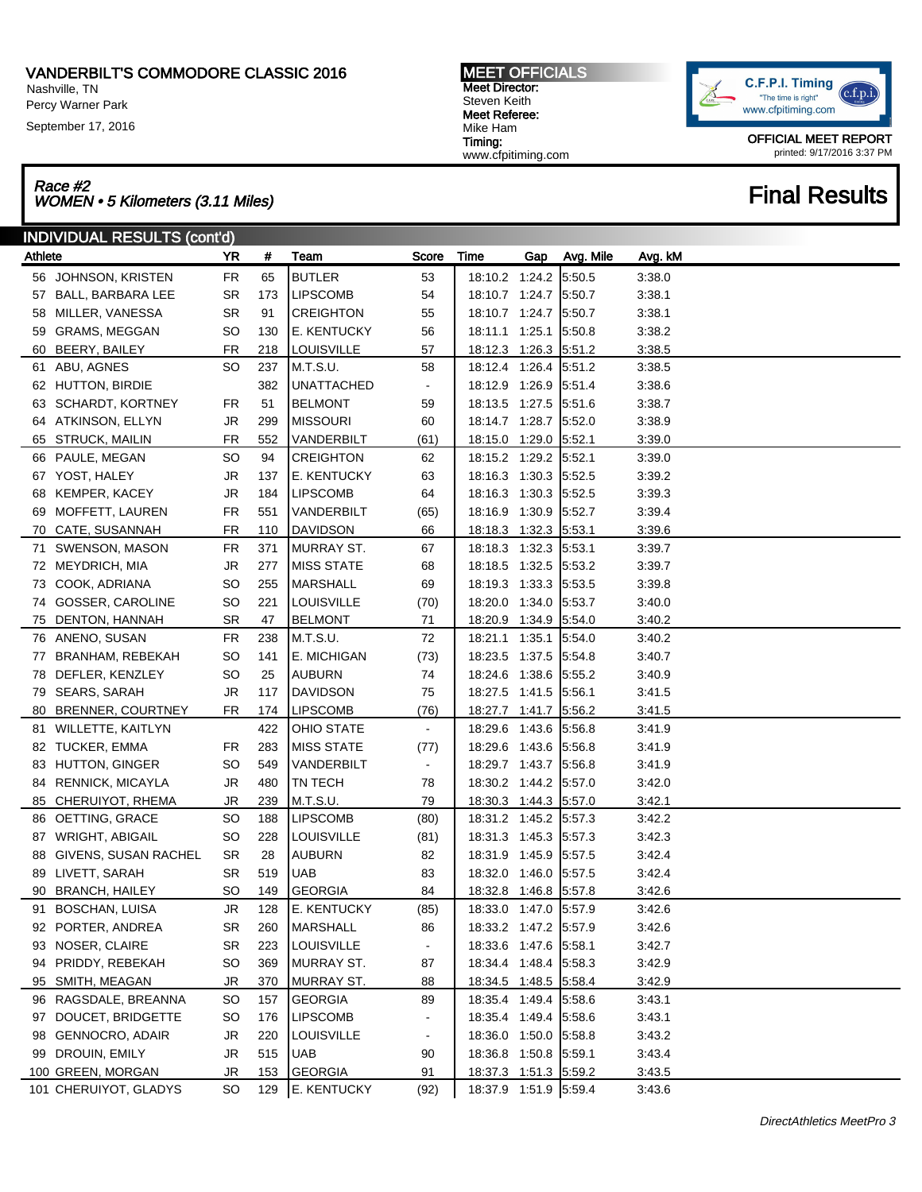# VANDERBILT'S COMMODORE CLASSIC 2016

Nashville, TN
Percy Warner Park
September 17, 2016

**MEET OFFICIALS**
**Meet Director:**
Steven Keith
**Meet Referee:**
Mike Ham
**Timing:**
www.cfpitiming.com

C.F.P.I. Timing
"The time is right"
www.cfpitiming.com

**OFFICIAL MEET REPORT**
printed: 9/17/2016 3:37 PM

## *Race #2*
## *WOMEN • 5 Kilometers (3.11 Miles)*

# Final Results

### INDIVIDUAL RESULTS (cont'd)

| Athlete | YR | # | Team | Score | Time | Gap | Avg. Mile | Avg. kM |
|---|---|---|---|---|---|---|---|---|
| 56 JOHNSON, KRISTEN | FR | 65 | BUTLER | 53 | 18:10.2 | 1:24.2 | 5:50.5 | 3:38.0 |
| 57 BALL, BARBARA LEE | SR | 173 | LIPSCOMB | 54 | 18:10.7 | 1:24.7 | 5:50.7 | 3:38.1 |
| 58 MILLER, VANESSA | SR | 91 | CREIGHTON | 55 | 18:10.7 | 1:24.7 | 5:50.7 | 3:38.1 |
| 59 GRAMS, MEGGAN | SO | 130 | E. KENTUCKY | 56 | 18:11.1 | 1:25.1 | 5:50.8 | 3:38.2 |
| 60 BEERY, BAILEY | FR | 218 | LOUISVILLE | 57 | 18:12.3 | 1:26.3 | 5:51.2 | 3:38.5 |
| 61 ABU, AGNES | SO | 237 | M.T.S.U. | 58 | 18:12.4 | 1:26.4 | 5:51.2 | 3:38.5 |
| 62 HUTTON, BIRDIE | | 382 | UNATTACHED | - | 18:12.9 | 1:26.9 | 5:51.4 | 3:38.6 |
| 63 SCHARDT, KORTNEY | FR | 51 | BELMONT | 59 | 18:13.5 | 1:27.5 | 5:51.6 | 3:38.7 |
| 64 ATKINSON, ELLYN | JR | 299 | MISSOURI | 60 | 18:14.7 | 1:28.7 | 5:52.0 | 3:38.9 |
| 65 STRUCK, MAILIN | FR | 552 | VANDERBILT | (61) | 18:15.0 | 1:29.0 | 5:52.1 | 3:39.0 |
| 66 PAULE, MEGAN | SO | 94 | CREIGHTON | 62 | 18:15.2 | 1:29.2 | 5:52.1 | 3:39.0 |
| 67 YOST, HALEY | JR | 137 | E. KENTUCKY | 63 | 18:16.3 | 1:30.3 | 5:52.5 | 3:39.2 |
| 68 KEMPER, KACEY | JR | 184 | LIPSCOMB | 64 | 18:16.3 | 1:30.3 | 5:52.5 | 3:39.3 |
| 69 MOFFETT, LAUREN | FR | 551 | VANDERBILT | (65) | 18:16.9 | 1:30.9 | 5:52.7 | 3:39.4 |
| 70 CATE, SUSANNAH | FR | 110 | DAVIDSON | 66 | 18:18.3 | 1:32.3 | 5:53.1 | 3:39.6 |
| 71 SWENSON, MASON | FR | 371 | MURRAY ST. | 67 | 18:18.3 | 1:32.3 | 5:53.1 | 3:39.7 |
| 72 MEYDRICH, MIA | JR | 277 | MISS STATE | 68 | 18:18.5 | 1:32.5 | 5:53.2 | 3:39.7 |
| 73 COOK, ADRIANA | SO | 255 | MARSHALL | 69 | 18:19.3 | 1:33.3 | 5:53.5 | 3:39.8 |
| 74 GOSSER, CAROLINE | SO | 221 | LOUISVILLE | (70) | 18:20.0 | 1:34.0 | 5:53.7 | 3:40.0 |
| 75 DENTON, HANNAH | SR | 47 | BELMONT | 71 | 18:20.9 | 1:34.9 | 5:54.0 | 3:40.2 |
| 76 ANENO, SUSAN | FR | 238 | M.T.S.U. | 72 | 18:21.1 | 1:35.1 | 5:54.0 | 3:40.2 |
| 77 BRANHAM, REBEKAH | SO | 141 | E. MICHIGAN | (73) | 18:23.5 | 1:37.5 | 5:54.8 | 3:40.7 |
| 78 DEFLER, KENZLEY | SO | 25 | AUBURN | 74 | 18:24.6 | 1:38.6 | 5:55.2 | 3:40.9 |
| 79 SEARS, SARAH | JR | 117 | DAVIDSON | 75 | 18:27.5 | 1:41.5 | 5:56.1 | 3:41.5 |
| 80 BRENNER, COURTNEY | FR | 174 | LIPSCOMB | (76) | 18:27.7 | 1:41.7 | 5:56.2 | 3:41.5 |
| 81 WILLETTE, KAITLYN | | 422 | OHIO STATE | - | 18:29.6 | 1:43.6 | 5:56.8 | 3:41.9 |
| 82 TUCKER, EMMA | FR | 283 | MISS STATE | (77) | 18:29.6 | 1:43.6 | 5:56.8 | 3:41.9 |
| 83 HUTTON, GINGER | SO | 549 | VANDERBILT | - | 18:29.7 | 1:43.7 | 5:56.8 | 3:41.9 |
| 84 RENNICK, MICAYLA | JR | 480 | TN TECH | 78 | 18:30.2 | 1:44.2 | 5:57.0 | 3:42.0 |
| 85 CHERUIYOT, RHEMA | JR | 239 | M.T.S.U. | 79 | 18:30.3 | 1:44.3 | 5:57.0 | 3:42.1 |
| 86 OETTING, GRACE | SO | 188 | LIPSCOMB | (80) | 18:31.2 | 1:45.2 | 5:57.3 | 3:42.2 |
| 87 WRIGHT, ABIGAIL | SO | 228 | LOUISVILLE | (81) | 18:31.3 | 1:45.3 | 5:57.3 | 3:42.3 |
| 88 GIVENS, SUSAN RACHEL | SR | 28 | AUBURN | 82 | 18:31.9 | 1:45.9 | 5:57.5 | 3:42.4 |
| 89 LIVETT, SARAH | SR | 519 | UAB | 83 | 18:32.0 | 1:46.0 | 5:57.5 | 3:42.4 |
| 90 BRANCH, HAILEY | SO | 149 | GEORGIA | 84 | 18:32.8 | 1:46.8 | 5:57.8 | 3:42.6 |
| 91 BOSCHAN, LUISA | JR | 128 | E. KENTUCKY | (85) | 18:33.0 | 1:47.0 | 5:57.9 | 3:42.6 |
| 92 PORTER, ANDREA | SR | 260 | MARSHALL | 86 | 18:33.2 | 1:47.2 | 5:57.9 | 3:42.6 |
| 93 NOSER, CLAIRE | SR | 223 | LOUISVILLE | - | 18:33.6 | 1:47.6 | 5:58.1 | 3:42.7 |
| 94 PRIDDY, REBEKAH | SO | 369 | MURRAY ST. | 87 | 18:34.4 | 1:48.4 | 5:58.3 | 3:42.9 |
| 95 SMITH, MEAGAN | JR | 370 | MURRAY ST. | 88 | 18:34.5 | 1:48.5 | 5:58.4 | 3:42.9 |
| 96 RAGSDALE, BREANNA | SO | 157 | GEORGIA | 89 | 18:35.4 | 1:49.4 | 5:58.6 | 3:43.1 |
| 97 DOUCET, BRIDGETTE | SO | 176 | LIPSCOMB | - | 18:35.4 | 1:49.4 | 5:58.6 | 3:43.1 |
| 98 GENNOCRO, ADAIR | JR | 220 | LOUISVILLE | - | 18:36.0 | 1:50.0 | 5:58.8 | 3:43.2 |
| 99 DROUIN, EMILY | JR | 515 | UAB | 90 | 18:36.8 | 1:50.8 | 5:59.1 | 3:43.4 |
| 100 GREEN, MORGAN | JR | 153 | GEORGIA | 91 | 18:37.3 | 1:51.3 | 5:59.2 | 3:43.5 |
| 101 CHERUIYOT, GLADYS | SO | 129 | E. KENTUCKY | (92) | 18:37.9 | 1:51.9 | 5:59.4 | 3:43.6 |

*DirectAthletics MeetPro 3*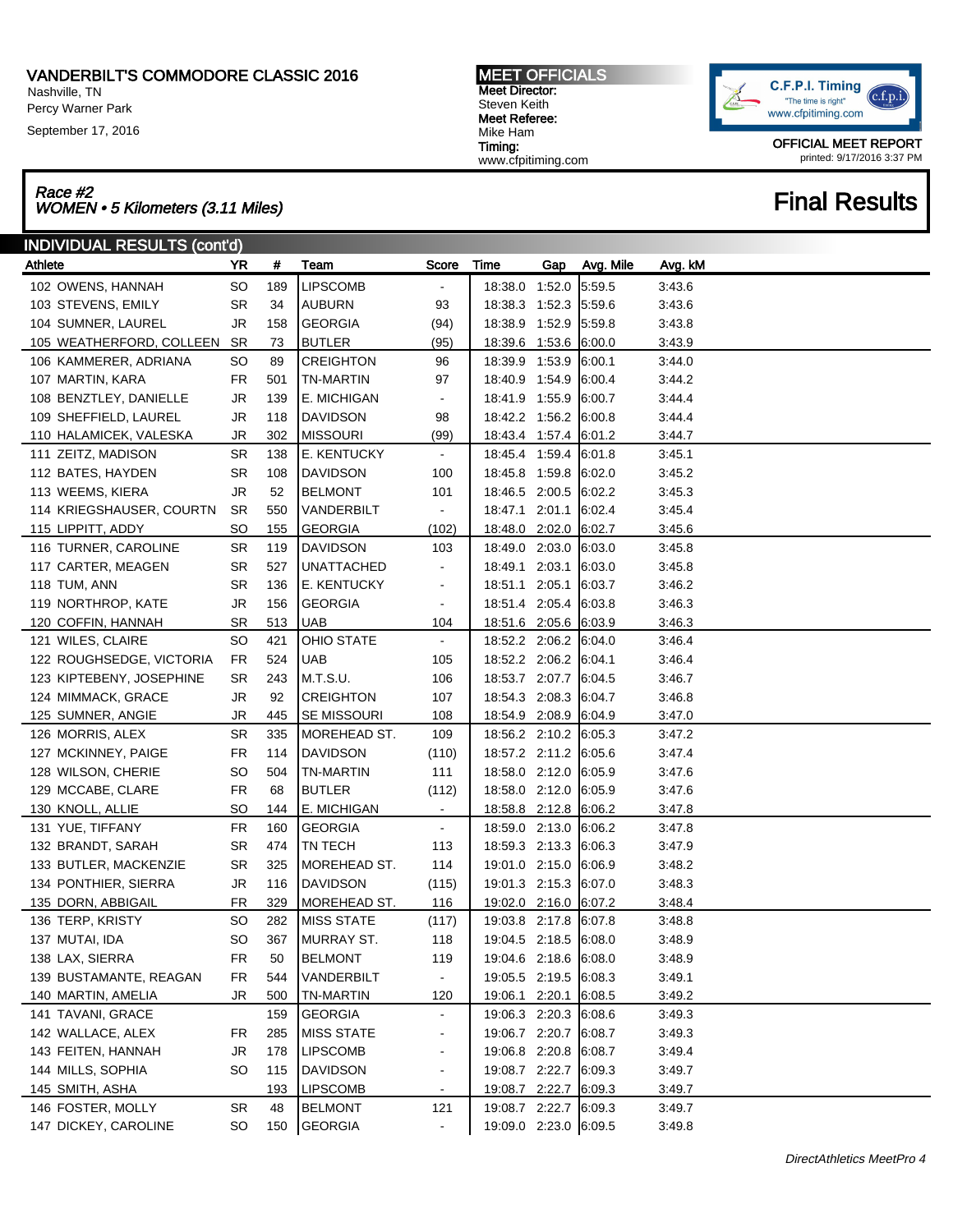# VANDERBILT'S COMMODORE CLASSIC 2016

Nashville, TN
Percy Warner Park
September 17, 2016

**MEET OFFICIALS**
**Meet Director:**
Steven Keith
**Meet Referee:**
Mike Ham
**Timing:**
www.cfpitiming.com

C.F.P.I. Timing
"The time is right"
www.cfpitiming.com

OFFICIAL MEET REPORT
printed: 9/17/2016 3:37 PM

## *Race #2*
## *WOMEN • 5 Kilometers (3.11 Miles)*

# Final Results

### INDIVIDUAL RESULTS (cont'd)

| | Athlete | YR | # | Team | Score | Time | Gap | Avg. Mile | Avg. kM |
|---|---|---|---|---|---|---|---|---|---|
| 102 | OWENS, HANNAH | SO | 189 | LIPSCOMB | - | 18:38.0 | 1:52.0 | 5:59.5 | 3:43.6 |
| 103 | STEVENS, EMILY | SR | 34 | AUBURN | 93 | 18:38.3 | 1:52.3 | 5:59.6 | 3:43.6 |
| 104 | SUMNER, LAUREL | JR | 158 | GEORGIA | (94) | 18:38.9 | 1:52.9 | 5:59.8 | 3:43.8 |
| 105 | WEATHERFORD, COLLEEN | SR | 73 | BUTLER | (95) | 18:39.6 | 1:53.6 | 6:00.0 | 3:43.9 |
| 106 | KAMMERER, ADRIANA | SO | 89 | CREIGHTON | 96 | 18:39.9 | 1:53.9 | 6:00.1 | 3:44.0 |
| 107 | MARTIN, KARA | FR | 501 | TN-MARTIN | 97 | 18:40.9 | 1:54.9 | 6:00.4 | 3:44.2 |
| 108 | BENZTLEY, DANIELLE | JR | 139 | E. MICHIGAN | - | 18:41.9 | 1:55.9 | 6:00.7 | 3:44.4 |
| 109 | SHEFFIELD, LAUREL | JR | 118 | DAVIDSON | 98 | 18:42.2 | 1:56.2 | 6:00.8 | 3:44.4 |
| 110 | HALAMICEK, VALESKA | JR | 302 | MISSOURI | (99) | 18:43.4 | 1:57.4 | 6:01.2 | 3:44.7 |
| 111 | ZEITZ, MADISON | SR | 138 | E. KENTUCKY | - | 18:45.4 | 1:59.4 | 6:01.8 | 3:45.1 |
| 112 | BATES, HAYDEN | SR | 108 | DAVIDSON | 100 | 18:45.8 | 1:59.8 | 6:02.0 | 3:45.2 |
| 113 | WEEMS, KIERA | JR | 52 | BELMONT | 101 | 18:46.5 | 2:00.5 | 6:02.2 | 3:45.3 |
| 114 | KRIEGSHAUSER, COURTN | SR | 550 | VANDERBILT | - | 18:47.1 | 2:01.1 | 6:02.4 | 3:45.4 |
| 115 | LIPPITT, ADDY | SO | 155 | GEORGIA | (102) | 18:48.0 | 2:02.0 | 6:02.7 | 3:45.6 |
| 116 | TURNER, CAROLINE | SR | 119 | DAVIDSON | 103 | 18:49.0 | 2:03.0 | 6:03.0 | 3:45.8 |
| 117 | CARTER, MEAGEN | SR | 527 | UNATTACHED | - | 18:49.1 | 2:03.1 | 6:03.0 | 3:45.8 |
| 118 | TUM, ANN | SR | 136 | E. KENTUCKY | - | 18:51.1 | 2:05.1 | 6:03.7 | 3:46.2 |
| 119 | NORTHROP, KATE | JR | 156 | GEORGIA | - | 18:51.4 | 2:05.4 | 6:03.8 | 3:46.3 |
| 120 | COFFIN, HANNAH | SR | 513 | UAB | 104 | 18:51.6 | 2:05.6 | 6:03.9 | 3:46.3 |
| 121 | WILES, CLAIRE | SO | 421 | OHIO STATE | - | 18:52.2 | 2:06.2 | 6:04.0 | 3:46.4 |
| 122 | ROUGHSEDGE, VICTORIA | FR | 524 | UAB | 105 | 18:52.2 | 2:06.2 | 6:04.1 | 3:46.4 |
| 123 | KIPTEBENY, JOSEPHINE | SR | 243 | M.T.S.U. | 106 | 18:53.7 | 2:07.7 | 6:04.5 | 3:46.7 |
| 124 | MIMMACK, GRACE | JR | 92 | CREIGHTON | 107 | 18:54.3 | 2:08.3 | 6:04.7 | 3:46.8 |
| 125 | SUMNER, ANGIE | JR | 445 | SE MISSOURI | 108 | 18:54.9 | 2:08.9 | 6:04.9 | 3:47.0 |
| 126 | MORRIS, ALEX | SR | 335 | MOREHEAD ST. | 109 | 18:56.2 | 2:10.2 | 6:05.3 | 3:47.2 |
| 127 | MCKINNEY, PAIGE | FR | 114 | DAVIDSON | (110) | 18:57.2 | 2:11.2 | 6:05.6 | 3:47.4 |
| 128 | WILSON, CHERIE | SO | 504 | TN-MARTIN | 111 | 18:58.0 | 2:12.0 | 6:05.9 | 3:47.6 |
| 129 | MCCABE, CLARE | FR | 68 | BUTLER | (112) | 18:58.0 | 2:12.0 | 6:05.9 | 3:47.6 |
| 130 | KNOLL, ALLIE | SO | 144 | E. MICHIGAN | - | 18:58.8 | 2:12.8 | 6:06.2 | 3:47.8 |
| 131 | YUE, TIFFANY | FR | 160 | GEORGIA | - | 18:59.0 | 2:13.0 | 6:06.2 | 3:47.8 |
| 132 | BRANDT, SARAH | SR | 474 | TN TECH | 113 | 18:59.3 | 2:13.3 | 6:06.3 | 3:47.9 |
| 133 | BUTLER, MACKENZIE | SR | 325 | MOREHEAD ST. | 114 | 19:01.0 | 2:15.0 | 6:06.9 | 3:48.2 |
| 134 | PONTHIER, SIERRA | JR | 116 | DAVIDSON | (115) | 19:01.3 | 2:15.3 | 6:07.0 | 3:48.3 |
| 135 | DORN, ABBIGAIL | FR | 329 | MOREHEAD ST. | 116 | 19:02.0 | 2:16.0 | 6:07.2 | 3:48.4 |
| 136 | TERP, KRISTY | SO | 282 | MISS STATE | (117) | 19:03.8 | 2:17.8 | 6:07.8 | 3:48.8 |
| 137 | MUTAI, IDA | SO | 367 | MURRAY ST. | 118 | 19:04.5 | 2:18.5 | 6:08.0 | 3:48.9 |
| 138 | LAX, SIERRA | FR | 50 | BELMONT | 119 | 19:04.6 | 2:18.6 | 6:08.0 | 3:48.9 |
| 139 | BUSTAMANTE, REAGAN | FR | 544 | VANDERBILT | - | 19:05.5 | 2:19.5 | 6:08.3 | 3:49.1 |
| 140 | MARTIN, AMELIA | JR | 500 | TN-MARTIN | 120 | 19:06.1 | 2:20.1 | 6:08.5 | 3:49.2 |
| 141 | TAVANI, GRACE | | 159 | GEORGIA | - | 19:06.3 | 2:20.3 | 6:08.6 | 3:49.3 |
| 142 | WALLACE, ALEX | FR | 285 | MISS STATE | - | 19:06.7 | 2:20.7 | 6:08.7 | 3:49.3 |
| 143 | FEITEN, HANNAH | JR | 178 | LIPSCOMB | - | 19:06.8 | 2:20.8 | 6:08.7 | 3:49.4 |
| 144 | MILLS, SOPHIA | SO | 115 | DAVIDSON | - | 19:08.7 | 2:22.7 | 6:09.3 | 3:49.7 |
| 145 | SMITH, ASHA | | 193 | LIPSCOMB | - | 19:08.7 | 2:22.7 | 6:09.3 | 3:49.7 |
| 146 | FOSTER, MOLLY | SR | 48 | BELMONT | 121 | 19:08.7 | 2:22.7 | 6:09.3 | 3:49.7 |
| 147 | DICKEY, CAROLINE | SO | 150 | GEORGIA | - | 19:09.0 | 2:23.0 | 6:09.5 | 3:49.8 |

*DirectAthletics MeetPro 4*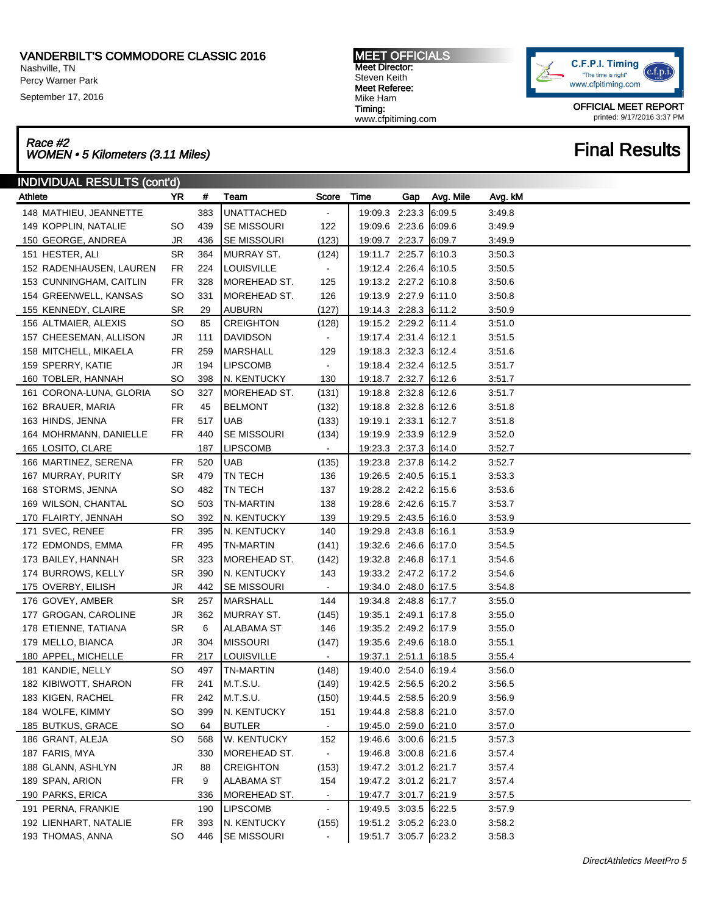# VANDERBILT'S COMMODORE CLASSIC 2016

Nashville, TN
Percy Warner Park
September 17, 2016

**MEET OFFICIALS**
**Meet Director:** Steven Keith
**Meet Referee:** Mike Ham
**Timing:** www.cfpitiming.com

C.F.P.I. Timing "The time is right" www.cfpitiming.com

OFFICIAL MEET REPORT
printed: 9/17/2016 3:37 PM

## *Race #2*
## *WOMEN • 5 Kilometers (3.11 Miles)*

# Final Results

### INDIVIDUAL RESULTS (cont'd)

| Athlete | YR | # | Team | Score | Time | Gap | Avg. Mile | Avg. kM |
|---|---|---|---|---|---|---|---|---|
| 148 MATHIEU, JEANNETTE | | 383 | UNATTACHED | - | 19:09.3 | 2:23.3 | 6:09.5 | 3:49.8 |
| 149 KOPPLIN, NATALIE | SO | 439 | SE MISSOURI | 122 | 19:09.6 | 2:23.6 | 6:09.6 | 3:49.9 |
| 150 GEORGE, ANDREA | JR | 436 | SE MISSOURI | (123) | 19:09.7 | 2:23.7 | 6:09.7 | 3:49.9 |
| 151 HESTER, ALI | SR | 364 | MURRAY ST. | (124) | 19:11.7 | 2:25.7 | 6:10.3 | 3:50.3 |
| 152 RADENHAUSEN, LAUREN | FR | 224 | LOUISVILLE | - | 19:12.4 | 2:26.4 | 6:10.5 | 3:50.5 |
| 153 CUNNINGHAM, CAITLIN | FR | 328 | MOREHEAD ST. | 125 | 19:13.2 | 2:27.2 | 6:10.8 | 3:50.6 |
| 154 GREENWELL, KANSAS | SO | 331 | MOREHEAD ST. | 126 | 19:13.9 | 2:27.9 | 6:11.0 | 3:50.8 |
| 155 KENNEDY, CLAIRE | SR | 29 | AUBURN | (127) | 19:14.3 | 2:28.3 | 6:11.2 | 3:50.9 |
| 156 ALTMAIER, ALEXIS | SO | 85 | CREIGHTON | (128) | 19:15.2 | 2:29.2 | 6:11.4 | 3:51.0 |
| 157 CHEESEMAN, ALLISON | JR | 111 | DAVIDSON | - | 19:17.4 | 2:31.4 | 6:12.1 | 3:51.5 |
| 158 MITCHELL, MIKAELA | FR | 259 | MARSHALL | 129 | 19:18.3 | 2:32.3 | 6:12.4 | 3:51.6 |
| 159 SPERRY, KATIE | JR | 194 | LIPSCOMB | - | 19:18.4 | 2:32.4 | 6:12.5 | 3:51.7 |
| 160 TOBLER, HANNAH | SO | 398 | N. KENTUCKY | 130 | 19:18.7 | 2:32.7 | 6:12.6 | 3:51.7 |
| 161 CORONA-LUNA, GLORIA | SO | 327 | MOREHEAD ST. | (131) | 19:18.8 | 2:32.8 | 6:12.6 | 3:51.7 |
| 162 BRAUER, MARIA | FR | 45 | BELMONT | (132) | 19:18.8 | 2:32.8 | 6:12.6 | 3:51.8 |
| 163 HINDS, JENNA | FR | 517 | UAB | (133) | 19:19.1 | 2:33.1 | 6:12.7 | 3:51.8 |
| 164 MOHRMANN, DANIELLE | FR | 440 | SE MISSOURI | (134) | 19:19.9 | 2:33.9 | 6:12.9 | 3:52.0 |
| 165 LOSITO, CLARE | | 187 | LIPSCOMB | - | 19:23.3 | 2:37.3 | 6:14.0 | 3:52.7 |
| 166 MARTINEZ, SERENA | FR | 520 | UAB | (135) | 19:23.8 | 2:37.8 | 6:14.2 | 3:52.7 |
| 167 MURRAY, PURITY | SR | 479 | TN TECH | 136 | 19:26.5 | 2:40.5 | 6:15.1 | 3:53.3 |
| 168 STORMS, JENNA | SO | 482 | TN TECH | 137 | 19:28.2 | 2:42.2 | 6:15.6 | 3:53.6 |
| 169 WILSON, CHANTAL | SO | 503 | TN-MARTIN | 138 | 19:28.6 | 2:42.6 | 6:15.7 | 3:53.7 |
| 170 FLAIRTY, JENNAH | SO | 392 | N. KENTUCKY | 139 | 19:29.5 | 2:43.5 | 6:16.0 | 3:53.9 |
| 171 SVEC, RENEE | FR | 395 | N. KENTUCKY | 140 | 19:29.8 | 2:43.8 | 6:16.1 | 3:53.9 |
| 172 EDMONDS, EMMA | FR | 495 | TN-MARTIN | (141) | 19:32.6 | 2:46.6 | 6:17.0 | 3:54.5 |
| 173 BAILEY, HANNAH | SR | 323 | MOREHEAD ST. | (142) | 19:32.8 | 2:46.8 | 6:17.1 | 3:54.6 |
| 174 BURROWS, KELLY | SR | 390 | N. KENTUCKY | 143 | 19:33.2 | 2:47.2 | 6:17.2 | 3:54.6 |
| 175 OVERBY, EILISH | JR | 442 | SE MISSOURI | - | 19:34.0 | 2:48.0 | 6:17.5 | 3:54.8 |
| 176 GOVEY, AMBER | SR | 257 | MARSHALL | 144 | 19:34.8 | 2:48.8 | 6:17.7 | 3:55.0 |
| 177 GROGAN, CAROLINE | JR | 362 | MURRAY ST. | (145) | 19:35.1 | 2:49.1 | 6:17.8 | 3:55.0 |
| 178 ETIENNE, TATIANA | SR | 6 | ALABAMA ST | 146 | 19:35.2 | 2:49.2 | 6:17.9 | 3:55.0 |
| 179 MELLO, BIANCA | JR | 304 | MISSOURI | (147) | 19:35.6 | 2:49.6 | 6:18.0 | 3:55.1 |
| 180 APPEL, MICHELLE | FR | 217 | LOUISVILLE | - | 19:37.1 | 2:51.1 | 6:18.5 | 3:55.4 |
| 181 KANDIE, NELLY | SO | 497 | TN-MARTIN | (148) | 19:40.0 | 2:54.0 | 6:19.4 | 3:56.0 |
| 182 KIBIWOTT, SHARON | FR | 241 | M.T.S.U. | (149) | 19:42.5 | 2:56.5 | 6:20.2 | 3:56.5 |
| 183 KIGEN, RACHEL | FR | 242 | M.T.S.U. | (150) | 19:44.5 | 2:58.5 | 6:20.9 | 3:56.9 |
| 184 WOLFE, KIMMY | SO | 399 | N. KENTUCKY | 151 | 19:44.8 | 2:58.8 | 6:21.0 | 3:57.0 |
| 185 BUTKUS, GRACE | SO | 64 | BUTLER | - | 19:45.0 | 2:59.0 | 6:21.0 | 3:57.0 |
| 186 GRANT, ALEJA | SO | 568 | W. KENTUCKY | 152 | 19:46.6 | 3:00.6 | 6:21.5 | 3:57.3 |
| 187 FARIS, MYA | | 330 | MOREHEAD ST. | - | 19:46.8 | 3:00.8 | 6:21.6 | 3:57.4 |
| 188 GLANN, ASHLYN | JR | 88 | CREIGHTON | (153) | 19:47.2 | 3:01.2 | 6:21.7 | 3:57.4 |
| 189 SPAN, ARION | FR | 9 | ALABAMA ST | 154 | 19:47.2 | 3:01.2 | 6:21.7 | 3:57.4 |
| 190 PARKS, ERICA | | 336 | MOREHEAD ST. | - | 19:47.7 | 3:01.7 | 6:21.9 | 3:57.5 |
| 191 PERNA, FRANKIE | | 190 | LIPSCOMB | - | 19:49.5 | 3:03.5 | 6:22.5 | 3:57.9 |
| 192 LIENHART, NATALIE | FR | 393 | N. KENTUCKY | (155) | 19:51.2 | 3:05.2 | 6:23.0 | 3:58.2 |
| 193 THOMAS, ANNA | SO | 446 | SE MISSOURI | - | 19:51.7 | 3:05.7 | 6:23.2 | 3:58.3 |

*DirectAthletics MeetPro 5*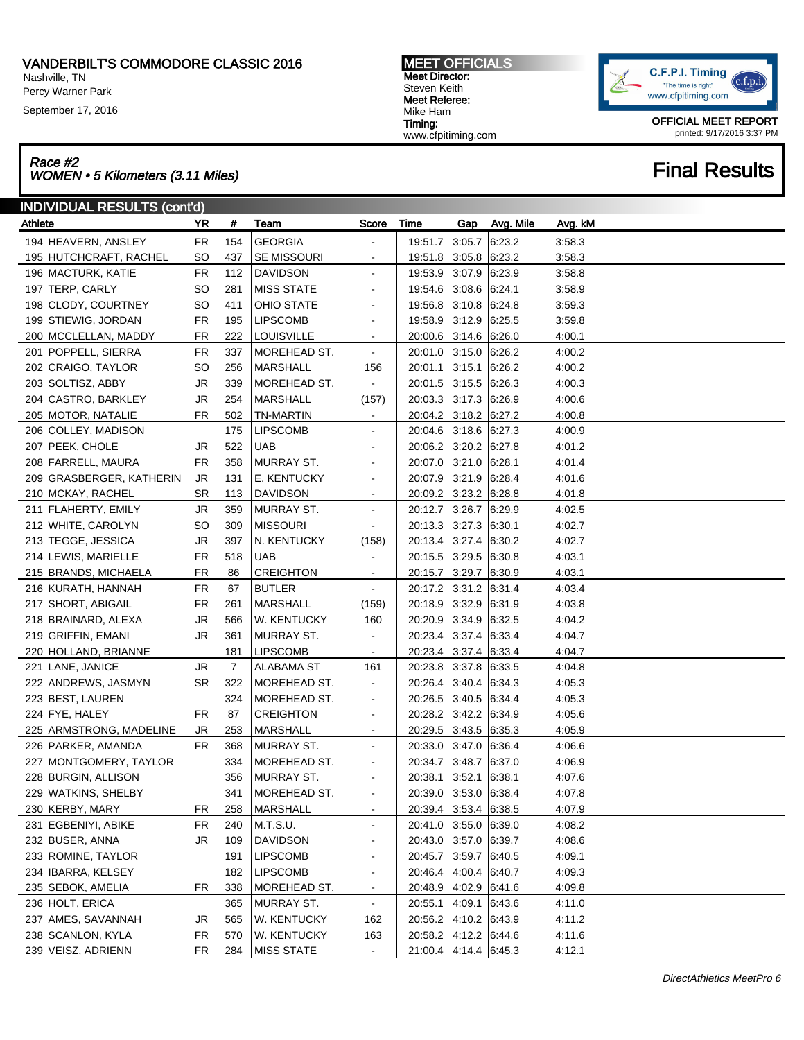# VANDERBILT'S COMMODORE CLASSIC 2016

Nashville, TN
Percy Warner Park
September 17, 2016

**MEET OFFICIALS**
**Meet Director:**
Steven Keith
**Meet Referee:**
Mike Ham
**Timing:**
www.cfpitiming.com

C.F.P.I. Timing
"The time is right"
www.cfpitiming.com

**OFFICIAL MEET REPORT**
printed: 9/17/2016 3:37 PM

*Race #2*
*WOMEN • 5 Kilometers (3.11 Miles)*

## Final Results

### INDIVIDUAL RESULTS (cont'd)

| Athlete | YR | # | Team | Score | Time | Gap | Avg. Mile | Avg. kM |
|---|---|---|---|---|---|---|---|---|
| 194 HEAVERN, ANSLEY | FR | 154 | GEORGIA | - | 19:51.7 | 3:05.7 | 6:23.2 | 3:58.3 |
| 195 HUTCHCRAFT, RACHEL | SO | 437 | SE MISSOURI | - | 19:51.8 | 3:05.8 | 6:23.2 | 3:58.3 |
| 196 MACTURK, KATIE | FR | 112 | DAVIDSON | - | 19:53.9 | 3:07.9 | 6:23.9 | 3:58.8 |
| 197 TERP, CARLY | SO | 281 | MISS STATE | - | 19:54.6 | 3:08.6 | 6:24.1 | 3:58.9 |
| 198 CLODY, COURTNEY | SO | 411 | OHIO STATE | - | 19:56.8 | 3:10.8 | 6:24.8 | 3:59.3 |
| 199 STIEWIG, JORDAN | FR | 195 | LIPSCOMB | - | 19:58.9 | 3:12.9 | 6:25.5 | 3:59.8 |
| 200 MCCLELLAN, MADDY | FR | 222 | LOUISVILLE | - | 20:00.6 | 3:14.6 | 6:26.0 | 4:00.1 |
| 201 POPPELL, SIERRA | FR | 337 | MOREHEAD ST. | - | 20:01.0 | 3:15.0 | 6:26.2 | 4:00.2 |
| 202 CRAIGO, TAYLOR | SO | 256 | MARSHALL | 156 | 20:01.1 | 3:15.1 | 6:26.2 | 4:00.2 |
| 203 SOLTISZ, ABBY | JR | 339 | MOREHEAD ST. | - | 20:01.5 | 3:15.5 | 6:26.3 | 4:00.3 |
| 204 CASTRO, BARKLEY | JR | 254 | MARSHALL | (157) | 20:03.3 | 3:17.3 | 6:26.9 | 4:00.6 |
| 205 MOTOR, NATALIE | FR | 502 | TN-MARTIN | - | 20:04.2 | 3:18.2 | 6:27.2 | 4:00.8 |
| 206 COLLEY, MADISON | | 175 | LIPSCOMB | - | 20:04.6 | 3:18.6 | 6:27.3 | 4:00.9 |
| 207 PEEK, CHOLE | JR | 522 | UAB | - | 20:06.2 | 3:20.2 | 6:27.8 | 4:01.2 |
| 208 FARRELL, MAURA | FR | 358 | MURRAY ST. | - | 20:07.0 | 3:21.0 | 6:28.1 | 4:01.4 |
| 209 GRASBERGER, KATHERIN | JR | 131 | E. KENTUCKY | - | 20:07.9 | 3:21.9 | 6:28.4 | 4:01.6 |
| 210 MCKAY, RACHEL | SR | 113 | DAVIDSON | - | 20:09.2 | 3:23.2 | 6:28.8 | 4:01.8 |
| 211 FLAHERTY, EMILY | JR | 359 | MURRAY ST. | - | 20:12.7 | 3:26.7 | 6:29.9 | 4:02.5 |
| 212 WHITE, CAROLYN | SO | 309 | MISSOURI | - | 20:13.3 | 3:27.3 | 6:30.1 | 4:02.7 |
| 213 TEGGE, JESSICA | JR | 397 | N. KENTUCKY | (158) | 20:13.4 | 3:27.4 | 6:30.2 | 4:02.7 |
| 214 LEWIS, MARIELLE | FR | 518 | UAB | - | 20:15.5 | 3:29.5 | 6:30.8 | 4:03.1 |
| 215 BRANDS, MICHAELA | FR | 86 | CREIGHTON | - | 20:15.7 | 3:29.7 | 6:30.9 | 4:03.1 |
| 216 KURATH, HANNAH | FR | 67 | BUTLER | - | 20:17.2 | 3:31.2 | 6:31.4 | 4:03.4 |
| 217 SHORT, ABIGAIL | FR | 261 | MARSHALL | (159) | 20:18.9 | 3:32.9 | 6:31.9 | 4:03.8 |
| 218 BRAINARD, ALEXA | JR | 566 | W. KENTUCKY | 160 | 20:20.9 | 3:34.9 | 6:32.5 | 4:04.2 |
| 219 GRIFFIN, EMANI | JR | 361 | MURRAY ST. | - | 20:23.4 | 3:37.4 | 6:33.4 | 4:04.7 |
| 220 HOLLAND, BRIANNE | | 181 | LIPSCOMB | - | 20:23.4 | 3:37.4 | 6:33.4 | 4:04.7 |
| 221 LANE, JANICE | JR | 7 | ALABAMA ST | 161 | 20:23.8 | 3:37.8 | 6:33.5 | 4:04.8 |
| 222 ANDREWS, JASMYN | SR | 322 | MOREHEAD ST. | - | 20:26.4 | 3:40.4 | 6:34.3 | 4:05.3 |
| 223 BEST, LAUREN | | 324 | MOREHEAD ST. | - | 20:26.5 | 3:40.5 | 6:34.4 | 4:05.3 |
| 224 FYE, HALEY | FR | 87 | CREIGHTON | - | 20:28.2 | 3:42.2 | 6:34.9 | 4:05.6 |
| 225 ARMSTRONG, MADELINE | JR | 253 | MARSHALL | - | 20:29.5 | 3:43.5 | 6:35.3 | 4:05.9 |
| 226 PARKER, AMANDA | FR | 368 | MURRAY ST. | - | 20:33.0 | 3:47.0 | 6:36.4 | 4:06.6 |
| 227 MONTGOMERY, TAYLOR | | 334 | MOREHEAD ST. | - | 20:34.7 | 3:48.7 | 6:37.0 | 4:06.9 |
| 228 BURGIN, ALLISON | | 356 | MURRAY ST. | - | 20:38.1 | 3:52.1 | 6:38.1 | 4:07.6 |
| 229 WATKINS, SHELBY | | 341 | MOREHEAD ST. | - | 20:39.0 | 3:53.0 | 6:38.4 | 4:07.8 |
| 230 KERBY, MARY | FR | 258 | MARSHALL | - | 20:39.4 | 3:53.4 | 6:38.5 | 4:07.9 |
| 231 EGBENIYI, ABIKE | FR | 240 | M.T.S.U. | - | 20:41.0 | 3:55.0 | 6:39.0 | 4:08.2 |
| 232 BUSER, ANNA | JR | 109 | DAVIDSON | - | 20:43.0 | 3:57.0 | 6:39.7 | 4:08.6 |
| 233 ROMINE, TAYLOR | | 191 | LIPSCOMB | - | 20:45.7 | 3:59.7 | 6:40.5 | 4:09.1 |
| 234 IBARRA, KELSEY | | 182 | LIPSCOMB | - | 20:46.4 | 4:00.4 | 6:40.7 | 4:09.3 |
| 235 SEBOK, AMELIA | FR | 338 | MOREHEAD ST. | - | 20:48.9 | 4:02.9 | 6:41.6 | 4:09.8 |
| 236 HOLT, ERICA | | 365 | MURRAY ST. | - | 20:55.1 | 4:09.1 | 6:43.6 | 4:11.0 |
| 237 AMES, SAVANNAH | JR | 565 | W. KENTUCKY | 162 | 20:56.2 | 4:10.2 | 6:43.9 | 4:11.2 |
| 238 SCANLON, KYLA | FR | 570 | W. KENTUCKY | 163 | 20:58.2 | 4:12.2 | 6:44.6 | 4:11.6 |
| 239 VEISZ, ADRIENN | FR | 284 | MISS STATE | - | 21:00.4 | 4:14.4 | 6:45.3 | 4:12.1 |

*DirectAthletics MeetPro 6*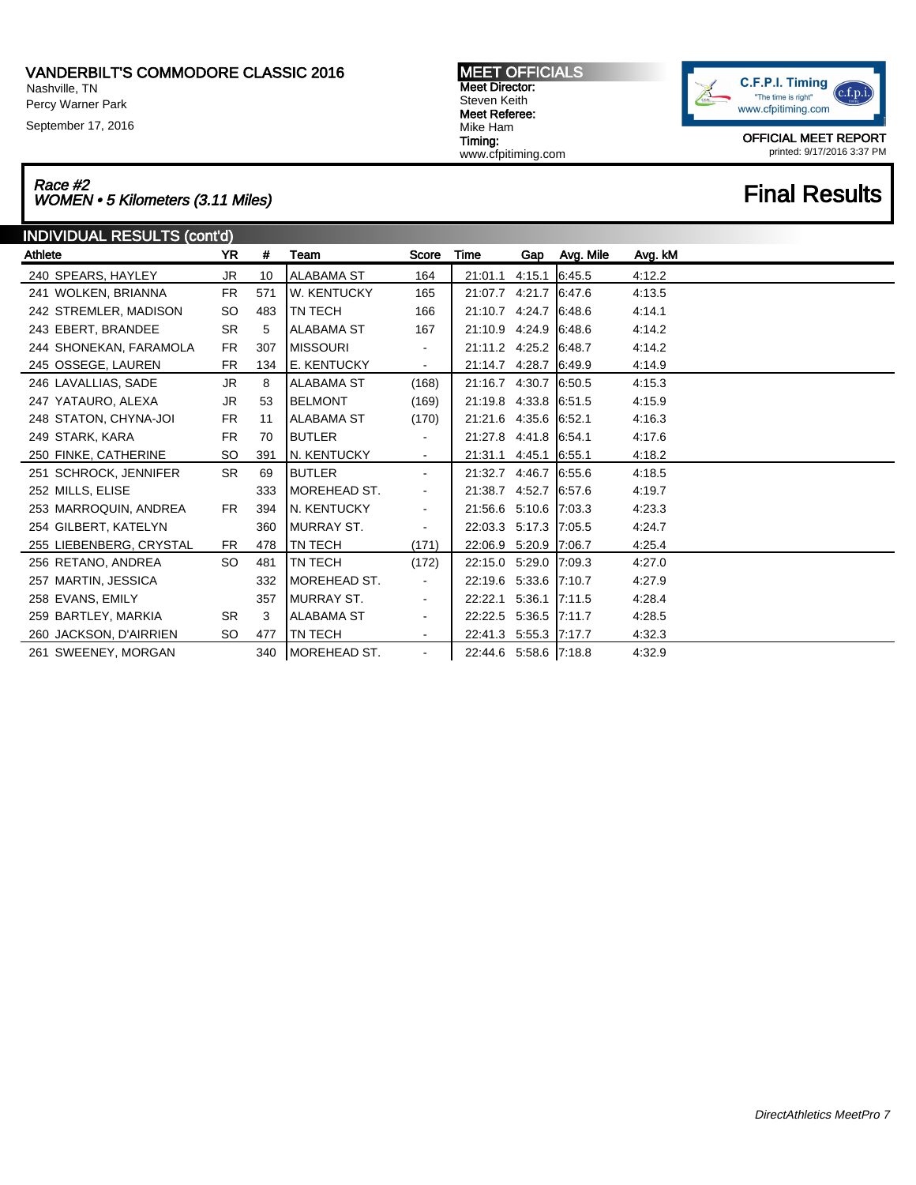VANDERBILT'S COMMODORE CLASSIC 2016
Nashville, TN
Percy Warner Park
September 17, 2016

**MEET OFFICIALS**
**Meet Director:**
Steven Keith
**Meet Referee:**
Mike Ham
**Timing:**
www.cfpitiming.com

C.F.P.I. Timing
"The time is right"
www.cfpitiming.com

OFFICIAL MEET REPORT
printed: 9/17/2016 3:37 PM

*Race #2*
*WOMEN • 5 Kilometers (3.11 Miles)*

# Final Results

## INDIVIDUAL RESULTS (cont'd)

| Athlete | YR | # | Team | Score | Time | Gap | Avg. Mile | Avg. kM |
|---|---|---|---|---|---|---|---|---|
| 240 SPEARS, HAYLEY | JR | 10 | ALABAMA ST | 164 | 21:01.1 | 4:15.1 | 6:45.5 | 4:12.2 |
| 241 WOLKEN, BRIANNA | FR | 571 | W. KENTUCKY | 165 | 21:07.7 | 4:21.7 | 6:47.6 | 4:13.5 |
| 242 STREMLER, MADISON | SO | 483 | TN TECH | 166 | 21:10.7 | 4:24.7 | 6:48.6 | 4:14.1 |
| 243 EBERT, BRANDEE | SR | 5 | ALABAMA ST | 167 | 21:10.9 | 4:24.9 | 6:48.6 | 4:14.2 |
| 244 SHONEKAN, FARAMOLA | FR | 307 | MISSOURI | - | 21:11.2 | 4:25.2 | 6:48.7 | 4:14.2 |
| 245 OSSEGE, LAUREN | FR | 134 | E. KENTUCKY | - | 21:14.7 | 4:28.7 | 6:49.9 | 4:14.9 |
| 246 LAVALLIAS, SADE | JR | 8 | ALABAMA ST | (168) | 21:16.7 | 4:30.7 | 6:50.5 | 4:15.3 |
| 247 YATAURO, ALEXA | JR | 53 | BELMONT | (169) | 21:19.8 | 4:33.8 | 6:51.5 | 4:15.9 |
| 248 STATON, CHYNA-JOI | FR | 11 | ALABAMA ST | (170) | 21:21.6 | 4:35.6 | 6:52.1 | 4:16.3 |
| 249 STARK, KARA | FR | 70 | BUTLER | - | 21:27.8 | 4:41.8 | 6:54.1 | 4:17.6 |
| 250 FINKE, CATHERINE | SO | 391 | N. KENTUCKY | - | 21:31.1 | 4:45.1 | 6:55.1 | 4:18.2 |
| 251 SCHROCK, JENNIFER | SR | 69 | BUTLER | - | 21:32.7 | 4:46.7 | 6:55.6 | 4:18.5 |
| 252 MILLS, ELISE | | 333 | MOREHEAD ST. | - | 21:38.7 | 4:52.7 | 6:57.6 | 4:19.7 |
| 253 MARROQUIN, ANDREA | FR | 394 | N. KENTUCKY | - | 21:56.6 | 5:10.6 | 7:03.3 | 4:23.3 |
| 254 GILBERT, KATELYN | | 360 | MURRAY ST. | - | 22:03.3 | 5:17.3 | 7:05.5 | 4:24.7 |
| 255 LIEBENBERG, CRYSTAL | FR | 478 | TN TECH | (171) | 22:06.9 | 5:20.9 | 7:06.7 | 4:25.4 |
| 256 RETANO, ANDREA | SO | 481 | TN TECH | (172) | 22:15.0 | 5:29.0 | 7:09.3 | 4:27.0 |
| 257 MARTIN, JESSICA | | 332 | MOREHEAD ST. | - | 22:19.6 | 5:33.6 | 7:10.7 | 4:27.9 |
| 258 EVANS, EMILY | | 357 | MURRAY ST. | - | 22:22.1 | 5:36.1 | 7:11.5 | 4:28.4 |
| 259 BARTLEY, MARKIA | SR | 3 | ALABAMA ST | - | 22:22.5 | 5:36.5 | 7:11.7 | 4:28.5 |
| 260 JACKSON, D'AIRRIEN | SO | 477 | TN TECH | - | 22:41.3 | 5:55.3 | 7:17.7 | 4:32.3 |
| 261 SWEENEY, MORGAN | | 340 | MOREHEAD ST. | - | 22:44.6 | 5:58.6 | 7:18.8 | 4:32.9 |

*DirectAthletics MeetPro 7*